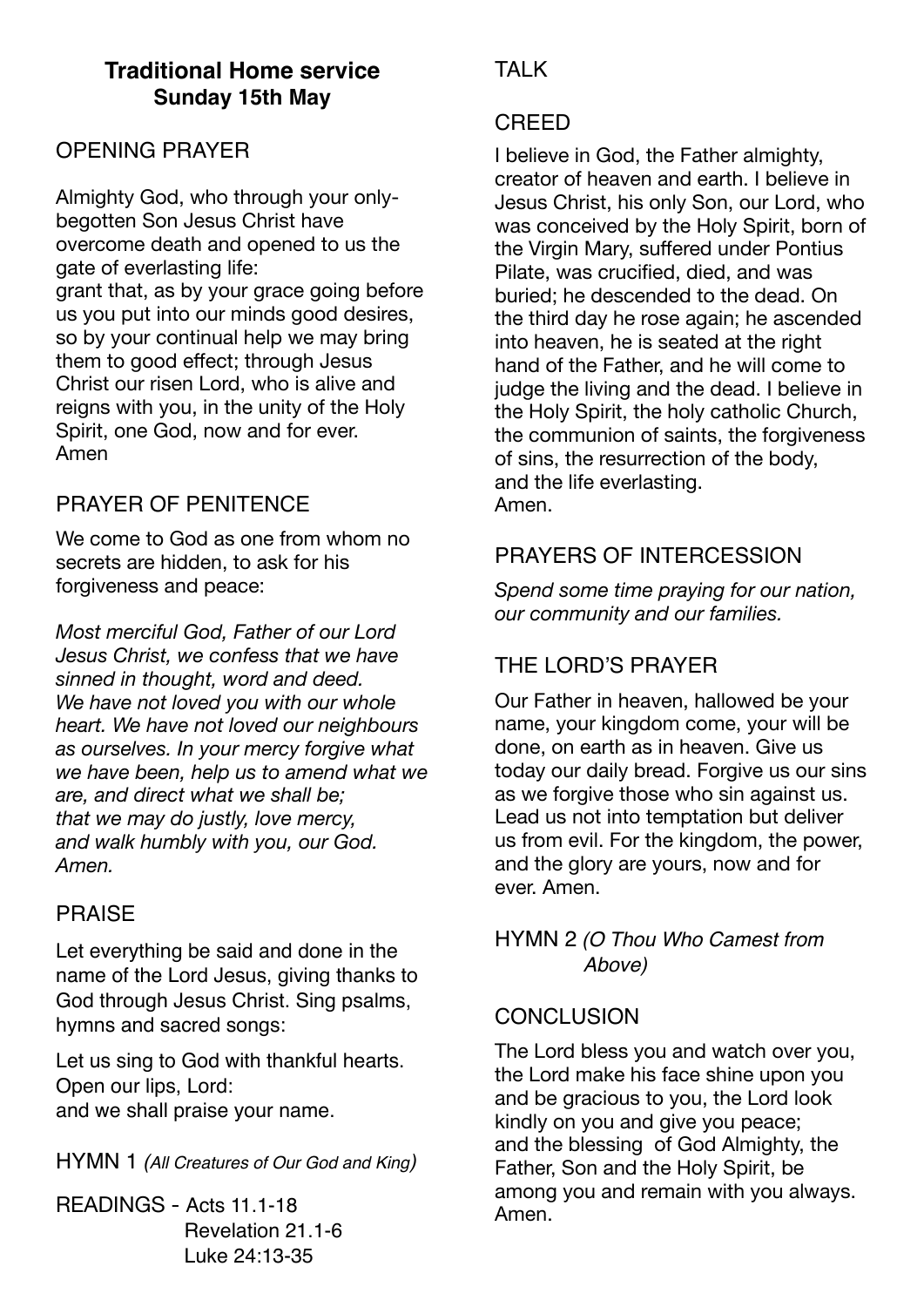# **Traditional Home service**
## **Sunday 15th May**

## OPENING PRAYER

Almighty God, who through your only-begotten Son Jesus Christ have overcome death and opened to us the gate of everlasting life:
grant that, as by your grace going before us you put into our minds good desires, so by your continual help we may bring them to good effect; through Jesus Christ our risen Lord, who is alive and reigns with you, in the unity of the Holy Spirit, one God, now and for ever.
Amen

## PRAYER OF PENITENCE

We come to God as one from whom no secrets are hidden, to ask for his forgiveness and peace:

*Most merciful God, Father of our Lord Jesus Christ, we confess that we have sinned in thought, word and deed.*
*We have not loved you with our whole heart. We have not loved our neighbours as ourselves. In your mercy forgive what we have been, help us to amend what we are, and direct what we shall be;*
*that we may do justly, love mercy,*
*and walk humbly with you, our God.*
*Amen.*

## PRAISE

Let everything be said and done in the name of the Lord Jesus, giving thanks to God through Jesus Christ. Sing psalms, hymns and sacred songs:

Let us sing to God with thankful hearts.
Open our lips, Lord:
and we shall praise your name.

HYMN 1 *(All Creatures of Our God and King)*

READINGS - Acts 11.1-18
Revelation 21.1-6
Luke 24:13-35

## TALK

## CREED

I believe in God, the Father almighty, creator of heaven and earth. I believe in Jesus Christ, his only Son, our Lord, who was conceived by the Holy Spirit, born of the Virgin Mary, suffered under Pontius Pilate, was crucified, died, and was buried; he descended to the dead. On the third day he rose again; he ascended into heaven, he is seated at the right hand of the Father, and he will come to judge the living and the dead. I believe in the Holy Spirit, the holy catholic Church, the communion of saints, the forgiveness of sins, the resurrection of the body, and the life everlasting.
Amen.

## PRAYERS OF INTERCESSION

*Spend some time praying for our nation, our community and our families.*

## THE LORD'S PRAYER

Our Father in heaven, hallowed be your name, your kingdom come, your will be done, on earth as in heaven. Give us today our daily bread. Forgive us our sins as we forgive those who sin against us. Lead us not into temptation but deliver us from evil. For the kingdom, the power, and the glory are yours, now and for ever. Amen.

HYMN 2 *(O Thou Who Camest from Above)*

## CONCLUSION

The Lord bless you and watch over you, the Lord make his face shine upon you and be gracious to you, the Lord look kindly on you and give you peace;
and the blessing of God Almighty, the Father, Son and the Holy Spirit, be among you and remain with you always.
Amen.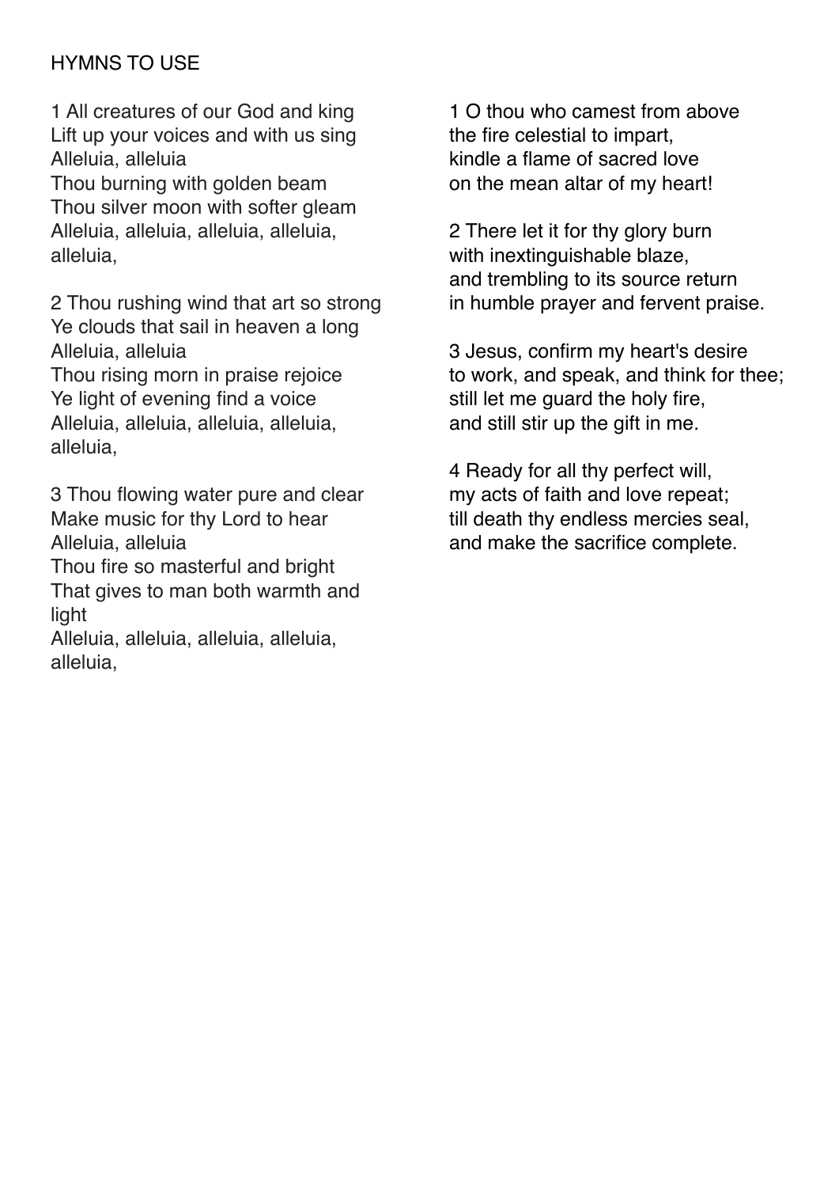HYMNS TO USE

1 All creatures of our God and king
Lift up your voices and with us sing
Alleluia, alleluia
Thou burning with golden beam
Thou silver moon with softer gleam
Alleluia, alleluia, alleluia, alleluia, alleluia,

2 Thou rushing wind that art so strong
Ye clouds that sail in heaven a long
Alleluia, alleluia
Thou rising morn in praise rejoice
Ye light of evening find a voice
Alleluia, alleluia, alleluia, alleluia, alleluia,

3 Thou flowing water pure and clear
Make music for thy Lord to hear
Alleluia, alleluia
Thou fire so masterful and bright
That gives to man both warmth and light
Alleluia, alleluia, alleluia, alleluia, alleluia,

1 O thou who camest from above
the fire celestial to impart,
kindle a flame of sacred love
on the mean altar of my heart!

2 There let it for thy glory burn
with inextinguishable blaze,
and trembling to its source return
in humble prayer and fervent praise.

3 Jesus, confirm my heart's desire
to work, and speak, and think for thee;
still let me guard the holy fire,
and still stir up the gift in me.

4 Ready for all thy perfect will,
my acts of faith and love repeat;
till death thy endless mercies seal,
and make the sacrifice complete.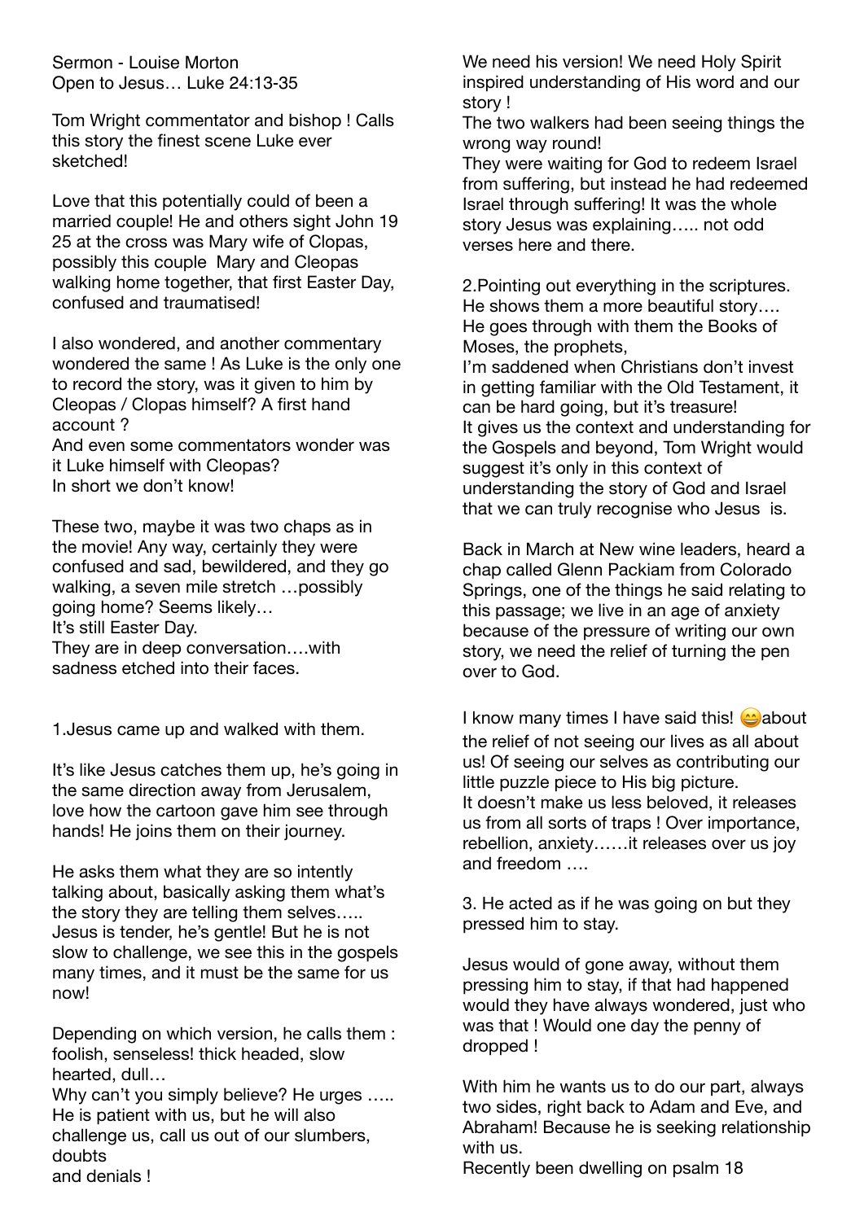Sermon - Louise Morton
Open to Jesus… Luke 24:13-35

Tom Wright commentator and bishop ! Calls this story the finest scene Luke ever sketched!

Love that this potentially could of been a married couple! He and others sight John 19 25 at the cross was Mary wife of Clopas, possibly this couple Mary and Cleopas walking home together, that first Easter Day, confused and traumatised!

I also wondered, and another commentary wondered the same ! As Luke is the only one to record the story, was it given to him by Cleopas / Clopas himself? A first hand account ?
And even some commentators wonder was it Luke himself with Cleopas?
In short we don't know!

These two, maybe it was two chaps as in the movie! Any way, certainly they were confused and sad, bewildered, and they go walking, a seven mile stretch …possibly going home? Seems likely…
It's still Easter Day.
They are in deep conversation….with sadness etched into their faces.

1.Jesus came up and walked with them.

It's like Jesus catches them up, he's going in the same direction away from Jerusalem, love how the cartoon gave him see through hands! He joins them on their journey.

He asks them what they are so intently talking about, basically asking them what's the story they are telling them selves…..
Jesus is tender, he's gentle! But he is not slow to challenge, we see this in the gospels many times, and it must be the same for us now!

Depending on which version, he calls them : foolish, senseless! thick headed, slow hearted, dull…
Why can't you simply believe? He urges …..
He is patient with us, but he will also challenge us, call us out of our slumbers, doubts
and denials !

We need his version! We need Holy Spirit inspired understanding of His word and our story !
The two walkers had been seeing things the wrong way round!
They were waiting for God to redeem Israel from suffering, but instead he had redeemed Israel through suffering! It was the whole story Jesus was explaining….. not odd verses here and there.

2.Pointing out everything in the scriptures.
He shows them a more beautiful story….
He goes through with them the Books of Moses, the prophets,
I'm saddened when Christians don't invest in getting familiar with the Old Testament, it can be hard going, but it's treasure!
It gives us the context and understanding for the Gospels and beyond, Tom Wright would suggest it's only in this context of understanding the story of God and Israel that we can truly recognise who Jesus is.

Back in March at New wine leaders, heard a chap called Glenn Packiam from Colorado Springs, one of the things he said relating to this passage; we live in an age of anxiety because of the pressure of writing our own story, we need the relief of turning the pen over to God.

I know many times I have said this! 😁about the relief of not seeing our lives as all about us! Of seeing our selves as contributing our little puzzle piece to His big picture.
It doesn't make us less beloved, it releases us from all sorts of traps ! Over importance, rebellion, anxiety……it releases over us joy and freedom ….

3. He acted as if he was going on but they pressed him to stay.

Jesus would of gone away, without them pressing him to stay, if that had happened would they have always wondered, just who was that ! Would one day the penny of dropped !

With him he wants us to do our part, always two sides, right back to Adam and Eve, and Abraham! Because he is seeking relationship with us.
Recently been dwelling on psalm 18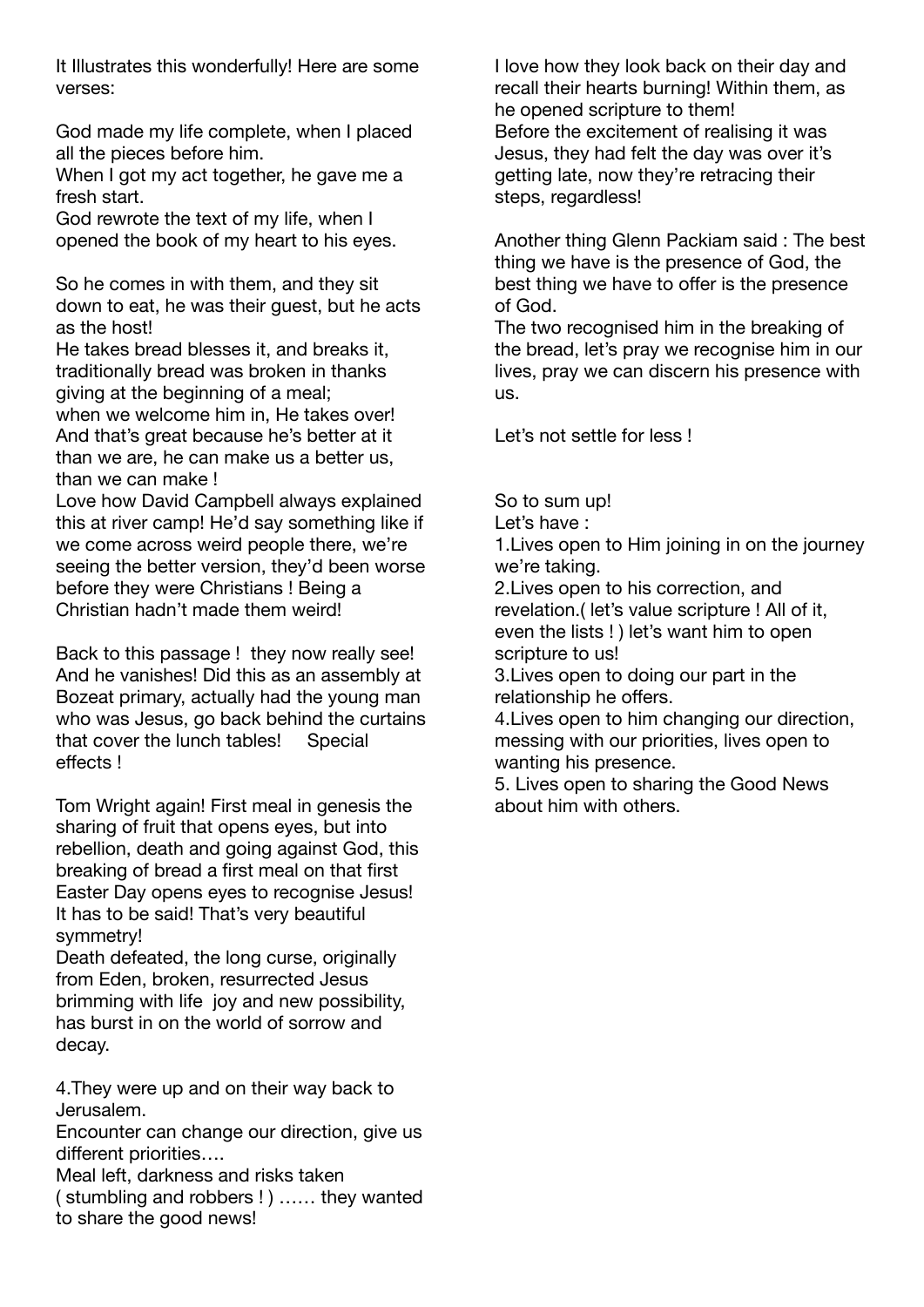It Illustrates this wonderfully! Here are some verses:

God made my life complete, when I placed all the pieces before him.
When I got my act together, he gave me a fresh start.
God rewrote the text of my life, when I opened the book of my heart to his eyes.

So he comes in with them, and they sit down to eat, he was their guest, but he acts as the host!
He takes bread blesses it, and breaks it, traditionally bread was broken in thanks giving at the beginning of a meal;
when we welcome him in, He takes over! And that's great because he's better at it than we are, he can make us a better us, than we can make !
Love how David Campbell always explained this at river camp! He'd say something like if we come across weird people there, we're seeing the better version, they'd been worse before they were Christians ! Being a Christian hadn't made them weird!

Back to this passage ! they now really see! And he vanishes! Did this as an assembly at Bozeat primary, actually had the young man who was Jesus, go back behind the curtains that cover the lunch tables! Special effects !

Tom Wright again! First meal in genesis the sharing of fruit that opens eyes, but into rebellion, death and going against God, this breaking of bread a first meal on that first Easter Day opens eyes to recognise Jesus! It has to be said! That's very beautiful symmetry!
Death defeated, the long curse, originally from Eden, broken, resurrected Jesus brimming with life joy and new possibility, has burst in on the world of sorrow and decay.

4.They were up and on their way back to Jerusalem.
Encounter can change our direction, give us different priorities….
Meal left, darkness and risks taken ( stumbling and robbers ! ) …… they wanted to share the good news!

I love how they look back on their day and recall their hearts burning! Within them, as he opened scripture to them!
Before the excitement of realising it was Jesus, they had felt the day was over it's getting late, now they're retracing their steps, regardless!

Another thing Glenn Packiam said : The best thing we have is the presence of God, the best thing we have to offer is the presence of God.
The two recognised him in the breaking of the bread, let's pray we recognise him in our lives, pray we can discern his presence with us.

Let's not settle for less !

So to sum up!
Let's have :

1.Lives open to Him joining in on the journey we're taking.
2.Lives open to his correction, and revelation.( let's value scripture ! All of it, even the lists ! ) let's want him to open scripture to us!
3.Lives open to doing our part in the relationship he offers.
4.Lives open to him changing our direction, messing with our priorities, lives open to wanting his presence.
5. Lives open to sharing the Good News about him with others.